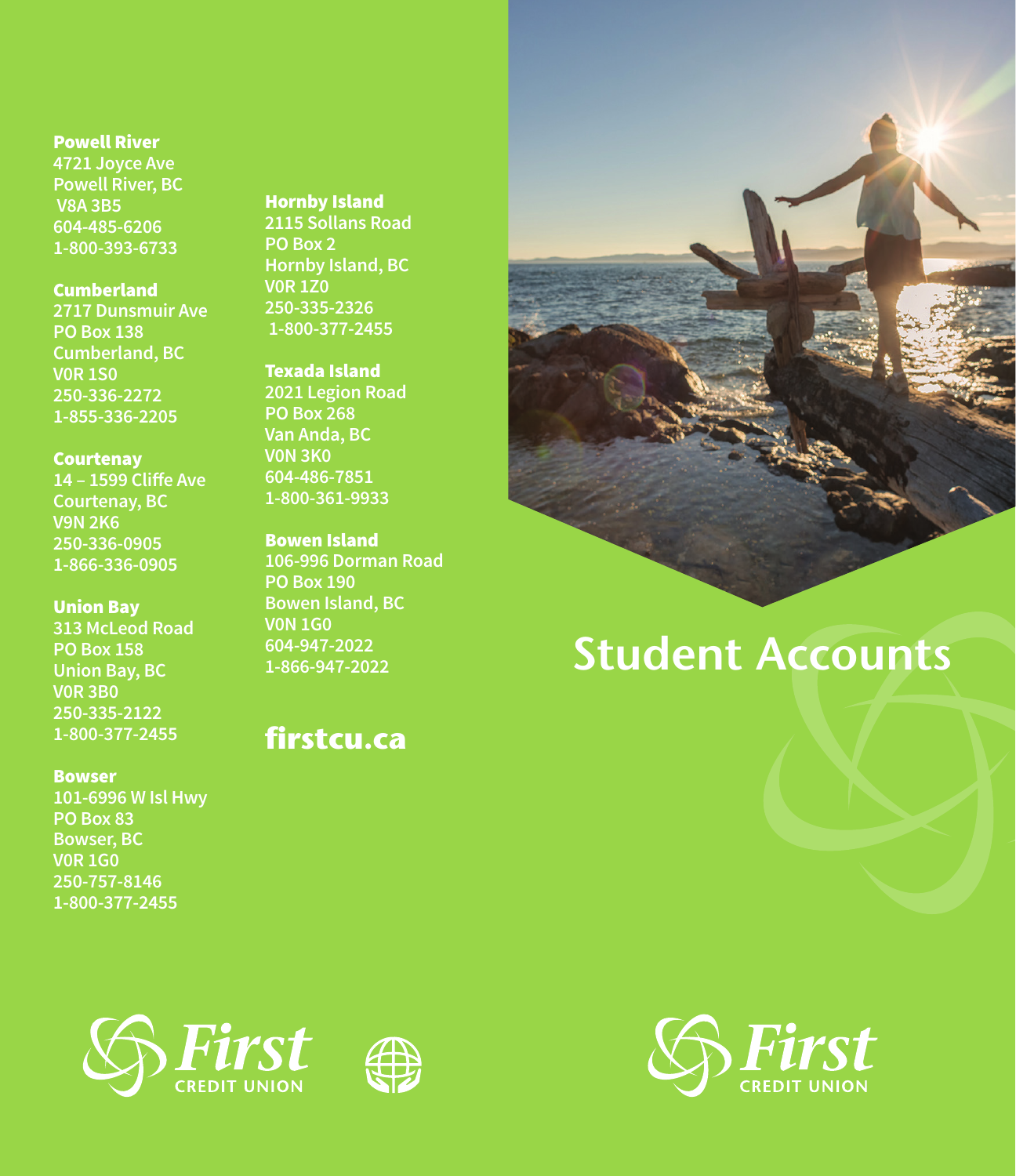**Powell River**
4721 Joyce Ave
Powell River, BC
V8A 3B5
604-485-6206
1-800-393-6733

**Cumberland**
2717 Dunsmuir Ave
PO Box 138
Cumberland, BC
V0R 1S0
250-336-2272
1-855-336-2205

**Courtenay**
14 – 1599 Cliffe Ave
Courtenay, BC
V9N 2K6
250-336-0905
1-866-336-0905

**Union Bay**
313 McLeod Road
PO Box 158
Union Bay, BC
V0R 3B0
250-335-2122
1-800-377-2455

**Bowser**
101-6996 W Isl Hwy
PO Box 83
Bowser, BC
V0R 1G0
250-757-8146
1-800-377-2455

**Hornby Island**
2115 Sollans Road
PO Box 2
Hornby Island, BC
V0R 1Z0
250-335-2326
1-800-377-2455

**Texada Island**
2021 Legion Road
PO Box 268
Van Anda, BC
V0N 3K0
604-486-7851
1-800-361-9933

**Bowen Island**
106-996 Dorman Road
PO Box 190
Bowen Island, BC
V0N 1G0
604-947-2022
1-866-947-2022

**firstcu.ca**

First CREDIT UNION

# Student Accounts

First CREDIT UNION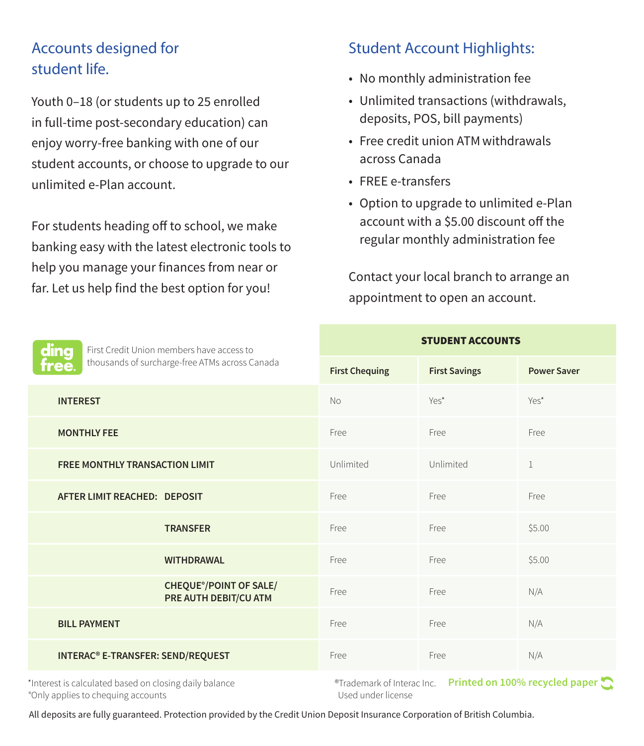## Accounts designed for student life.

Youth 0–18 (or students up to 25 enrolled in full-time post-secondary education) can enjoy worry-free banking with one of our student accounts, or choose to upgrade to our unlimited e-Plan account.

For students heading off to school, we make banking easy with the latest electronic tools to help you manage your finances from near or far. Let us help find the best option for you!

## Student Account Highlights:

- No monthly administration fee
- Unlimited transactions (withdrawals, deposits, POS, bill payments)
- Free credit union ATM withdrawals across Canada
- FREE e-transfers
- Option to upgrade to unlimited e-Plan account with a $5.00 discount off the regular monthly administration fee

Contact your local branch to arrange an appointment to open an account.

ding free. First Credit Union members have access to thousands of surcharge-free ATMs across Canada

| | | STUDENT ACCOUNTS | | |
|---|---|---|---|---|
| | | First Chequing | First Savings | Power Saver |
| INTEREST | | No | Yes* | Yes* |
| MONTHLY FEE | | Free | Free | Free |
| FREE MONTHLY TRANSACTION LIMIT | | Unlimited | Unlimited | 1 |
| AFTER LIMIT REACHED: | DEPOSIT | Free | Free | Free |
| | TRANSFER | Free | Free | $5.00 |
| | WITHDRAWAL | Free | Free | $5.00 |
| | CHEQUE°/POINT OF SALE/ PRE AUTH DEBIT/CU ATM | Free | Free | N/A |
| BILL PAYMENT | | Free | Free | N/A |
| INTERAC® E-TRANSFER: SEND/REQUEST | | Free | Free | N/A |

*Interest is calculated based on closing daily balance
°Only applies to chequing accounts

®Trademark of Interac Inc. Used under license

Printed on 100% recycled paper

All deposits are fully guaranteed. Protection provided by the Credit Union Deposit Insurance Corporation of British Columbia.